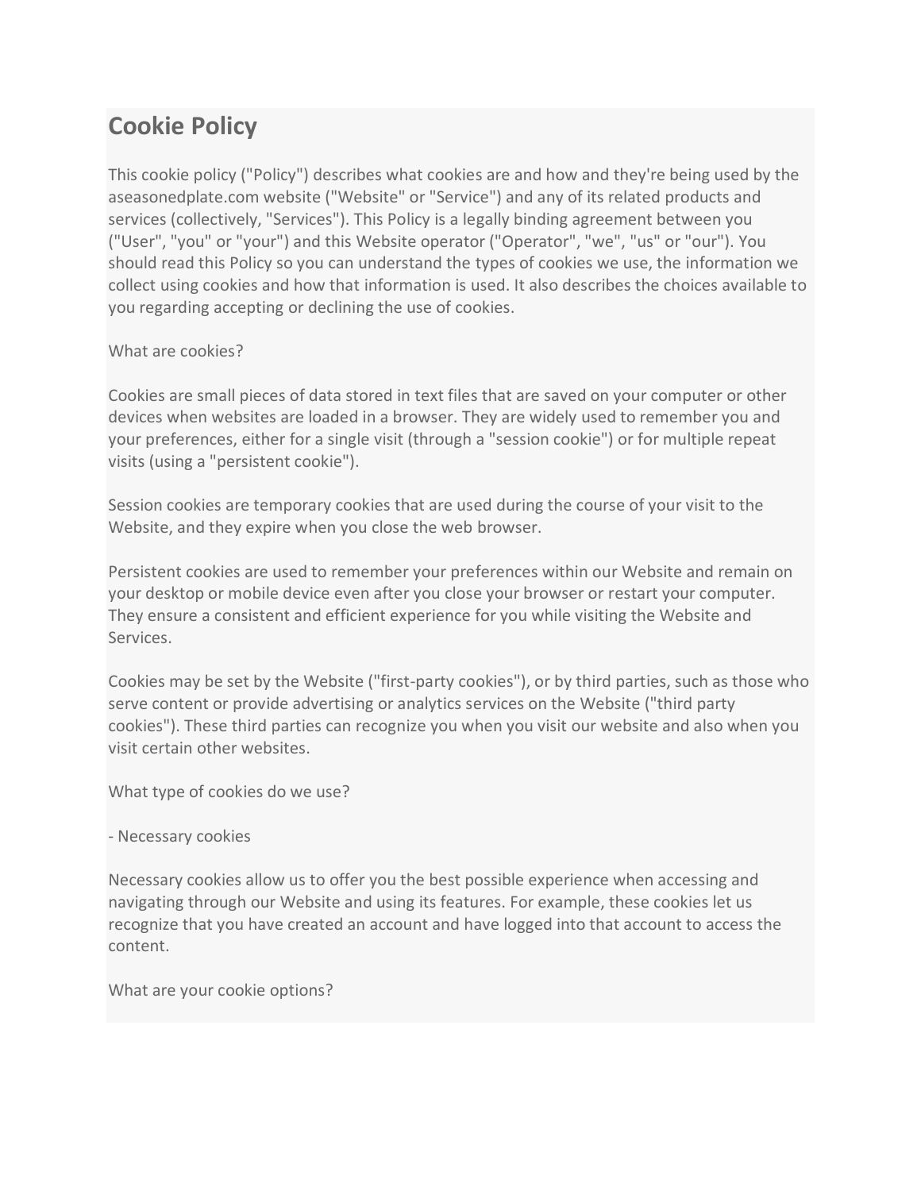# Cookie Policy

This cookie policy ("Policy") describes what cookies are and how and they're being used by the aseasonedplate.com website ("Website" or "Service") and any of its related products and services (collectively, "Services"). This Policy is a legally binding agreement between you ("User", "you" or "your") and this Website operator ("Operator", "we", "us" or "our"). You should read this Policy so you can understand the types of cookies we use, the information we collect using cookies and how that information is used. It also describes the choices available to you regarding accepting or declining the use of cookies.

What are cookies?

Cookies are small pieces of data stored in text files that are saved on your computer or other devices when websites are loaded in a browser. They are widely used to remember you and your preferences, either for a single visit (through a "session cookie") or for multiple repeat visits (using a "persistent cookie").

Session cookies are temporary cookies that are used during the course of your visit to the Website, and they expire when you close the web browser.

Persistent cookies are used to remember your preferences within our Website and remain on your desktop or mobile device even after you close your browser or restart your computer. They ensure a consistent and efficient experience for you while visiting the Website and Services.

Cookies may be set by the Website ("first-party cookies"), or by third parties, such as those who serve content or provide advertising or analytics services on the Website ("third party cookies"). These third parties can recognize you when you visit our website and also when you visit certain other websites.

What type of cookies do we use?

- Necessary cookies

Necessary cookies allow us to offer you the best possible experience when accessing and navigating through our Website and using its features. For example, these cookies let us recognize that you have created an account and have logged into that account to access the content.

What are your cookie options?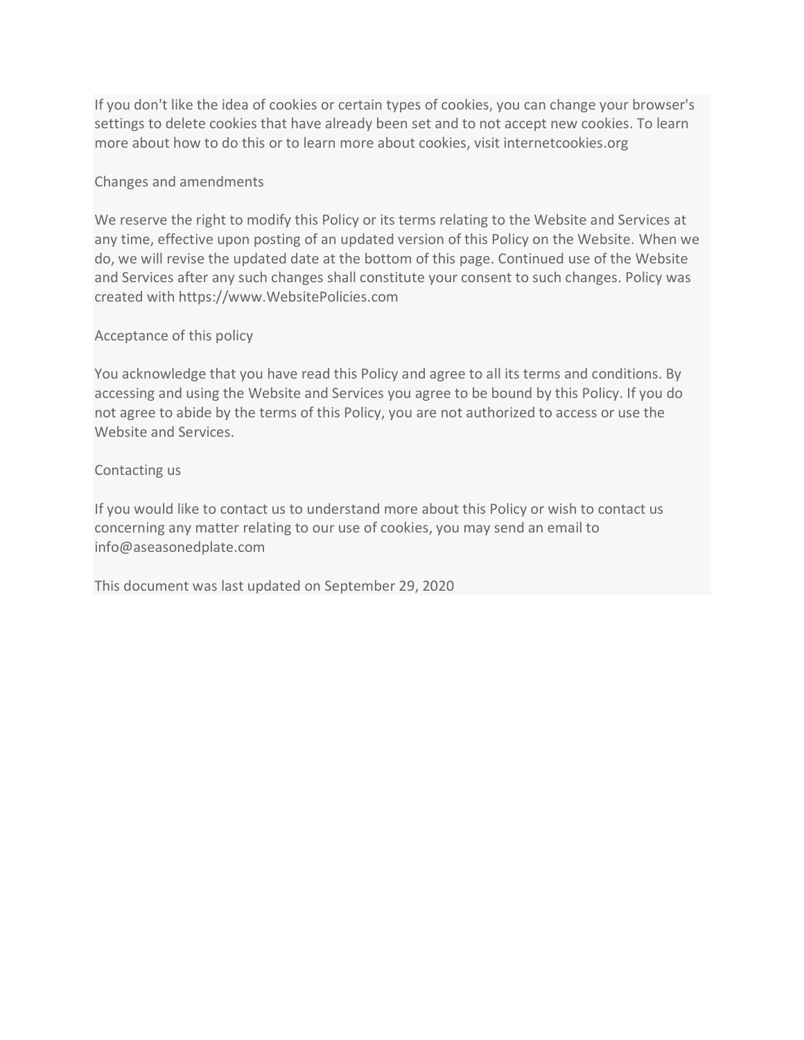If you don't like the idea of cookies or certain types of cookies, you can change your browser's settings to delete cookies that have already been set and to not accept new cookies. To learn more about how to do this or to learn more about cookies, visit internetcookies.org

## Changes and amendments

We reserve the right to modify this Policy or its terms relating to the Website and Services at any time, effective upon posting of an updated version of this Policy on the Website. When we do, we will revise the updated date at the bottom of this page. Continued use of the Website and Services after any such changes shall constitute your consent to such changes. Policy was created with https://www.WebsitePolicies.com

## Acceptance of this policy

You acknowledge that you have read this Policy and agree to all its terms and conditions. By accessing and using the Website and Services you agree to be bound by this Policy. If you do not agree to abide by the terms of this Policy, you are not authorized to access or use the Website and Services.

## Contacting us

If you would like to contact us to understand more about this Policy or wish to contact us concerning any matter relating to our use of cookies, you may send an email to info@aseasonedplate.com

This document was last updated on September 29, 2020